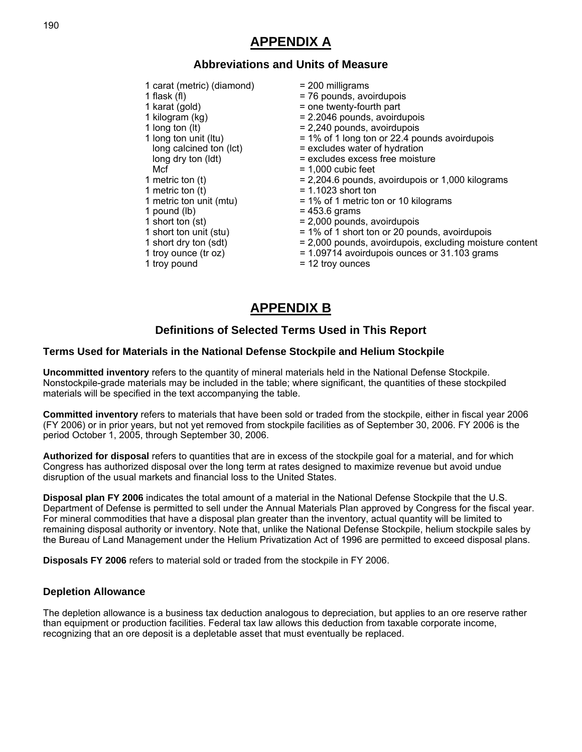# APPENDIX A

## Abbreviations and Units of Measure

| | |
|---|---|
| 1 carat (metric) (diamond) | = 200 milligrams |
| 1 flask (fl) | = 76 pounds, avoirdupois |
| 1 karat (gold) | = one twenty-fourth part |
| 1 kilogram (kg) | = 2.2046 pounds, avoirdupois |
| 1 long ton (lt) | = 2,240 pounds, avoirdupois |
| 1 long ton unit (ltu) | = 1% of 1 long ton or 22.4 pounds avoirdupois |
| long calcined ton (lct) | = excludes water of hydration |
| long dry ton (ldt) | = excludes excess free moisture |
| Mcf | = 1,000 cubic feet |
| 1 metric ton (t) | = 2,204.6 pounds, avoirdupois or 1,000 kilograms |
| 1 metric ton (t) | = 1.1023 short ton |
| 1 metric ton unit (mtu) | = 1% of 1 metric ton or 10 kilograms |
| 1 pound (lb) | = 453.6 grams |
| 1 short ton (st) | = 2,000 pounds, avoirdupois |
| 1 short ton unit (stu) | = 1% of 1 short ton or 20 pounds, avoirdupois |
| 1 short dry ton (sdt) | = 2,000 pounds, avoirdupois, excluding moisture content |
| 1 troy ounce (tr oz) | = 1.09714 avoirdupois ounces or 31.103 grams |
| 1 troy pound | = 12 troy ounces |

# APPENDIX B

## Definitions of Selected Terms Used in This Report

### Terms Used for Materials in the National Defense Stockpile and Helium Stockpile

**Uncommitted inventory** refers to the quantity of mineral materials held in the National Defense Stockpile. Nonstockpile-grade materials may be included in the table; where significant, the quantities of these stockpiled materials will be specified in the text accompanying the table.

**Committed inventory** refers to materials that have been sold or traded from the stockpile, either in fiscal year 2006 (FY 2006) or in prior years, but not yet removed from stockpile facilities as of September 30, 2006. FY 2006 is the period October 1, 2005, through September 30, 2006.

**Authorized for disposal** refers to quantities that are in excess of the stockpile goal for a material, and for which Congress has authorized disposal over the long term at rates designed to maximize revenue but avoid undue disruption of the usual markets and financial loss to the United States.

**Disposal plan FY 2006** indicates the total amount of a material in the National Defense Stockpile that the U.S. Department of Defense is permitted to sell under the Annual Materials Plan approved by Congress for the fiscal year. For mineral commodities that have a disposal plan greater than the inventory, actual quantity will be limited to remaining disposal authority or inventory. Note that, unlike the National Defense Stockpile, helium stockpile sales by the Bureau of Land Management under the Helium Privatization Act of 1996 are permitted to exceed disposal plans.

**Disposals FY 2006** refers to material sold or traded from the stockpile in FY 2006.

### Depletion Allowance

The depletion allowance is a business tax deduction analogous to depreciation, but applies to an ore reserve rather than equipment or production facilities. Federal tax law allows this deduction from taxable corporate income, recognizing that an ore deposit is a depletable asset that must eventually be replaced.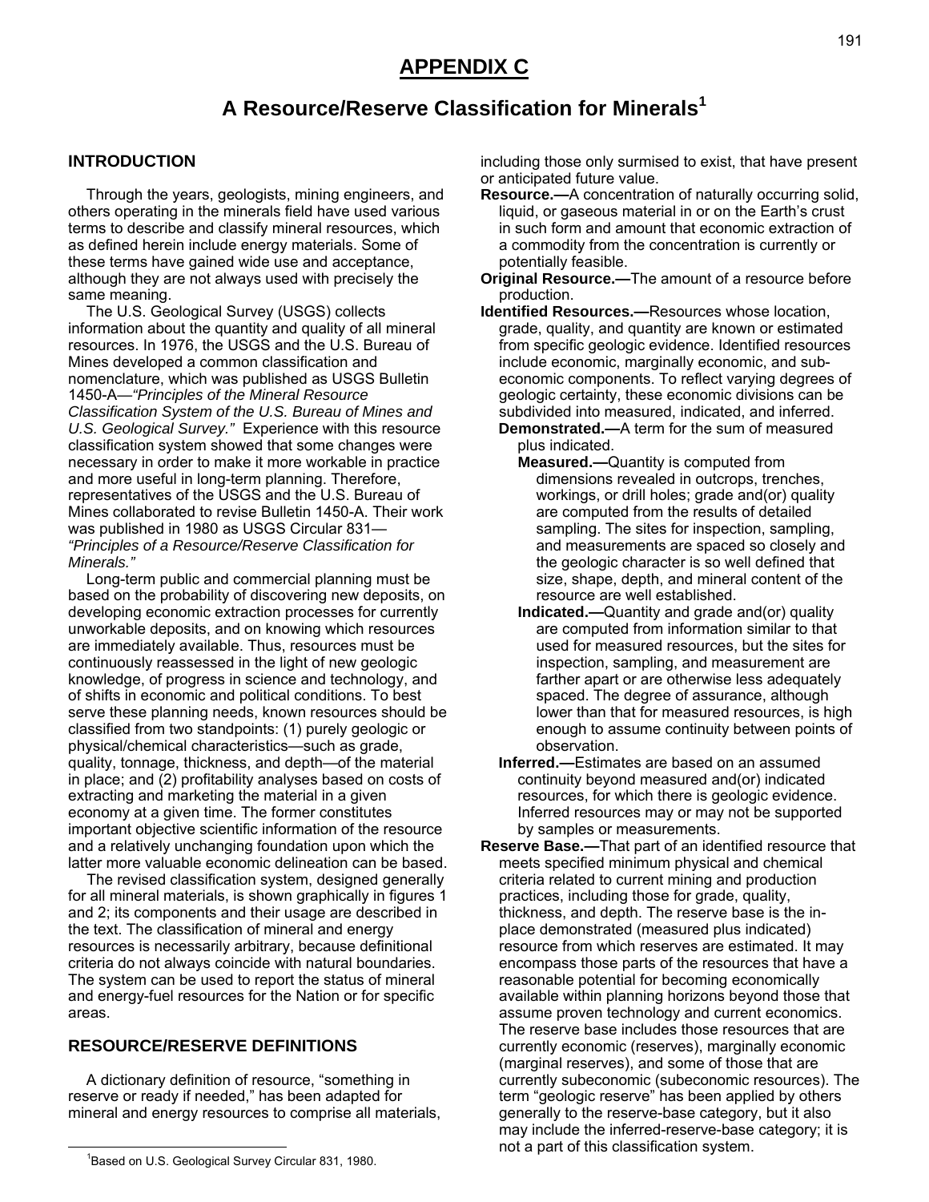# APPENDIX C

## A Resource/Reserve Classification for Minerals[1]

### INTRODUCTION

Through the years, geologists, mining engineers, and others operating in the minerals field have used various terms to describe and classify mineral resources, which as defined herein include energy materials. Some of these terms have gained wide use and acceptance, although they are not always used with precisely the same meaning.

The U.S. Geological Survey (USGS) collects information about the quantity and quality of all mineral resources. In 1976, the USGS and the U.S. Bureau of Mines developed a common classification and nomenclature, which was published as USGS Bulletin 1450-A—*"Principles of the Mineral Resource Classification System of the U.S. Bureau of Mines and U.S. Geological Survey."* Experience with this resource classification system showed that some changes were necessary in order to make it more workable in practice and more useful in long-term planning. Therefore, representatives of the USGS and the U.S. Bureau of Mines collaborated to revise Bulletin 1450-A. Their work was published in 1980 as USGS Circular 831—*"Principles of a Resource/Reserve Classification for Minerals."*

Long-term public and commercial planning must be based on the probability of discovering new deposits, on developing economic extraction processes for currently unworkable deposits, and on knowing which resources are immediately available. Thus, resources must be continuously reassessed in the light of new geologic knowledge, of progress in science and technology, and of shifts in economic and political conditions. To best serve these planning needs, known resources should be classified from two standpoints: (1) purely geologic or physical/chemical characteristics—such as grade, quality, tonnage, thickness, and depth—of the material in place; and (2) profitability analyses based on costs of extracting and marketing the material in a given economy at a given time. The former constitutes important objective scientific information of the resource and a relatively unchanging foundation upon which the latter more valuable economic delineation can be based.

The revised classification system, designed generally for all mineral materials, is shown graphically in figures 1 and 2; its components and their usage are described in the text. The classification of mineral and energy resources is necessarily arbitrary, because definitional criteria do not always coincide with natural boundaries. The system can be used to report the status of mineral and energy-fuel resources for the Nation or for specific areas.

### RESOURCE/RESERVE DEFINITIONS

A dictionary definition of resource, "something in reserve or ready if needed," has been adapted for mineral and energy resources to comprise all materials, including those only surmised to exist, that have present or anticipated future value.

**Resource.—**A concentration of naturally occurring solid, liquid, or gaseous material in or on the Earth's crust in such form and amount that economic extraction of a commodity from the concentration is currently or potentially feasible.

**Original Resource.—**The amount of a resource before production.

**Identified Resources.—**Resources whose location, grade, quality, and quantity are known or estimated from specific geologic evidence. Identified resources include economic, marginally economic, and sub-economic components. To reflect varying degrees of geologic certainty, these economic divisions can be subdivided into measured, indicated, and inferred.

**Demonstrated.—**A term for the sum of measured plus indicated.

**Measured.—**Quantity is computed from dimensions revealed in outcrops, trenches, workings, or drill holes; grade and(or) quality are computed from the results of detailed sampling. The sites for inspection, sampling, and measurements are spaced so closely and the geologic character is so well defined that size, shape, depth, and mineral content of the resource are well established.

**Indicated.—**Quantity and grade and(or) quality are computed from information similar to that used for measured resources, but the sites for inspection, sampling, and measurement are farther apart or are otherwise less adequately spaced. The degree of assurance, although lower than that for measured resources, is high enough to assume continuity between points of observation.

**Inferred.—**Estimates are based on an assumed continuity beyond measured and(or) indicated resources, for which there is geologic evidence. Inferred resources may or may not be supported by samples or measurements.

**Reserve Base.—**That part of an identified resource that meets specified minimum physical and chemical criteria related to current mining and production practices, including those for grade, quality, thickness, and depth. The reserve base is the in-place demonstrated (measured plus indicated) resource from which reserves are estimated. It may encompass those parts of the resources that have a reasonable potential for becoming economically available within planning horizons beyond those that assume proven technology and current economics. The reserve base includes those resources that are currently economic (reserves), marginally economic (marginal reserves), and some of those that are currently subeconomic (subeconomic resources). The term "geologic reserve" has been applied by others generally to the reserve-base category, but it also may include the inferred-reserve-base category; it is not a part of this classification system.

[1]Based on U.S. Geological Survey Circular 831, 1980.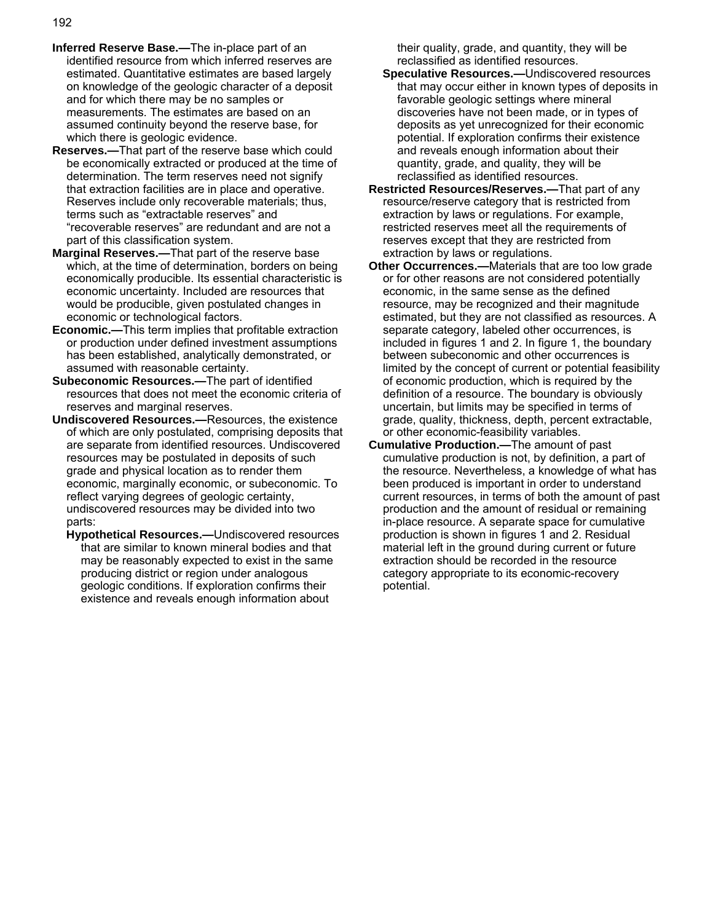**Inferred Reserve Base.—**The in-place part of an identified resource from which inferred reserves are estimated. Quantitative estimates are based largely on knowledge of the geologic character of a deposit and for which there may be no samples or measurements. The estimates are based on an assumed continuity beyond the reserve base, for which there is geologic evidence.

**Reserves.—**That part of the reserve base which could be economically extracted or produced at the time of determination. The term reserves need not signify that extraction facilities are in place and operative. Reserves include only recoverable materials; thus, terms such as “extractable reserves” and “recoverable reserves” are redundant and are not a part of this classification system.

**Marginal Reserves.—**That part of the reserve base which, at the time of determination, borders on being economically producible. Its essential characteristic is economic uncertainty. Included are resources that would be producible, given postulated changes in economic or technological factors.

**Economic.—**This term implies that profitable extraction or production under defined investment assumptions has been established, analytically demonstrated, or assumed with reasonable certainty.

**Subeconomic Resources.—**The part of identified resources that does not meet the economic criteria of reserves and marginal reserves.

**Undiscovered Resources.—**Resources, the existence of which are only postulated, comprising deposits that are separate from identified resources. Undiscovered resources may be postulated in deposits of such grade and physical location as to render them economic, marginally economic, or subeconomic. To reflect varying degrees of geologic certainty, undiscovered resources may be divided into two parts:

**Hypothetical Resources.—**Undiscovered resources that are similar to known mineral bodies and that may be reasonably expected to exist in the same producing district or region under analogous geologic conditions. If exploration confirms their existence and reveals enough information about their quality, grade, and quantity, they will be reclassified as identified resources.

**Speculative Resources.—**Undiscovered resources that may occur either in known types of deposits in favorable geologic settings where mineral discoveries have not been made, or in types of deposits as yet unrecognized for their economic potential. If exploration confirms their existence and reveals enough information about their quantity, grade, and quality, they will be reclassified as identified resources.

**Restricted Resources/Reserves.—**That part of any resource/reserve category that is restricted from extraction by laws or regulations. For example, restricted reserves meet all the requirements of reserves except that they are restricted from extraction by laws or regulations.

**Other Occurrences.—**Materials that are too low grade or for other reasons are not considered potentially economic, in the same sense as the defined resource, may be recognized and their magnitude estimated, but they are not classified as resources. A separate category, labeled other occurrences, is included in figures 1 and 2. In figure 1, the boundary between subeconomic and other occurrences is limited by the concept of current or potential feasibility of economic production, which is required by the definition of a resource. The boundary is obviously uncertain, but limits may be specified in terms of grade, quality, thickness, depth, percent extractable, or other economic-feasibility variables.

**Cumulative Production.—**The amount of past cumulative production is not, by definition, a part of the resource. Nevertheless, a knowledge of what has been produced is important in order to understand current resources, in terms of both the amount of past production and the amount of residual or remaining in-place resource. A separate space for cumulative production is shown in figures 1 and 2. Residual material left in the ground during current or future extraction should be recorded in the resource category appropriate to its economic-recovery potential.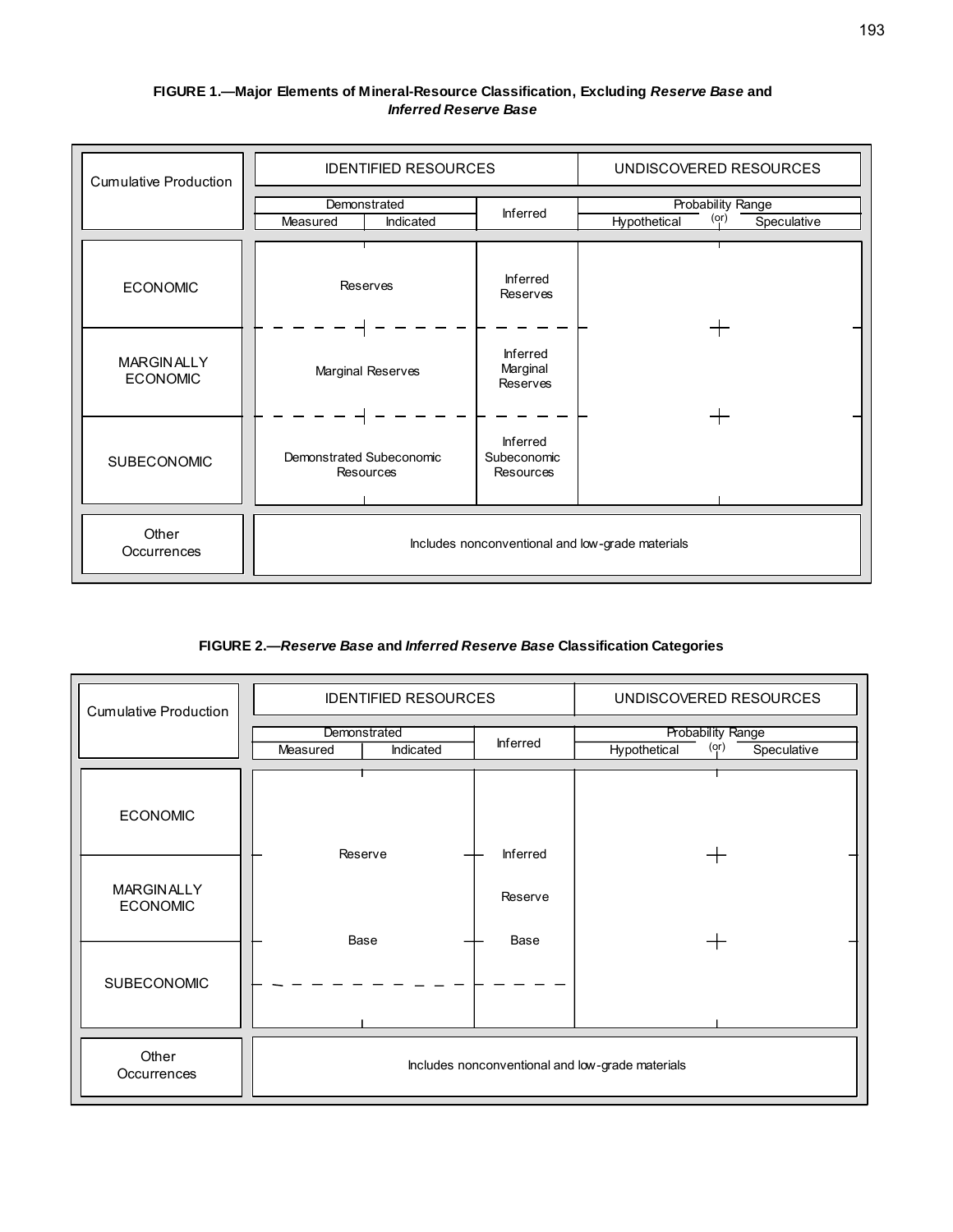**FIGURE 1.—Major Elements of Mineral-Resource Classification, Excluding *Reserve Base* and *Inferred Reserve Base***

| Cumulative Production | IDENTIFIED RESOURCES | | | UNDISCOVERED RESOURCES | |
|---|---|---|---|---|---|
| | Demonstrated | | Inferred | Probability Range (or) | |
| | Measured | Indicated | | Hypothetical | Speculative |
| ECONOMIC | Reserves | | Inferred Reserves | | |
| MARGINALLY ECONOMIC | Marginal Reserves | | Inferred Marginal Reserves | | |
| SUBECONOMIC | Demonstrated Subeconomic Resources | | Inferred Subeconomic Resources | | |
| Other Occurrences | Includes nonconventional and low-grade materials | | | | |

**FIGURE 2.—*Reserve Base* and *Inferred Reserve Base* Classification Categories**

| Cumulative Production | IDENTIFIED RESOURCES | | | UNDISCOVERED RESOURCES | |
|---|---|---|---|---|---|
| | Demonstrated | | Inferred | Probability Range (or) | |
| | Measured | Indicated | | Hypothetical | Speculative |
| ECONOMIC | Reserve Base | | Inferred Reserve Base | | |
| MARGINALLY ECONOMIC | | | | | |
| SUBECONOMIC | | | | | |
| Other Occurrences | Includes nonconventional and low-grade materials | | | | |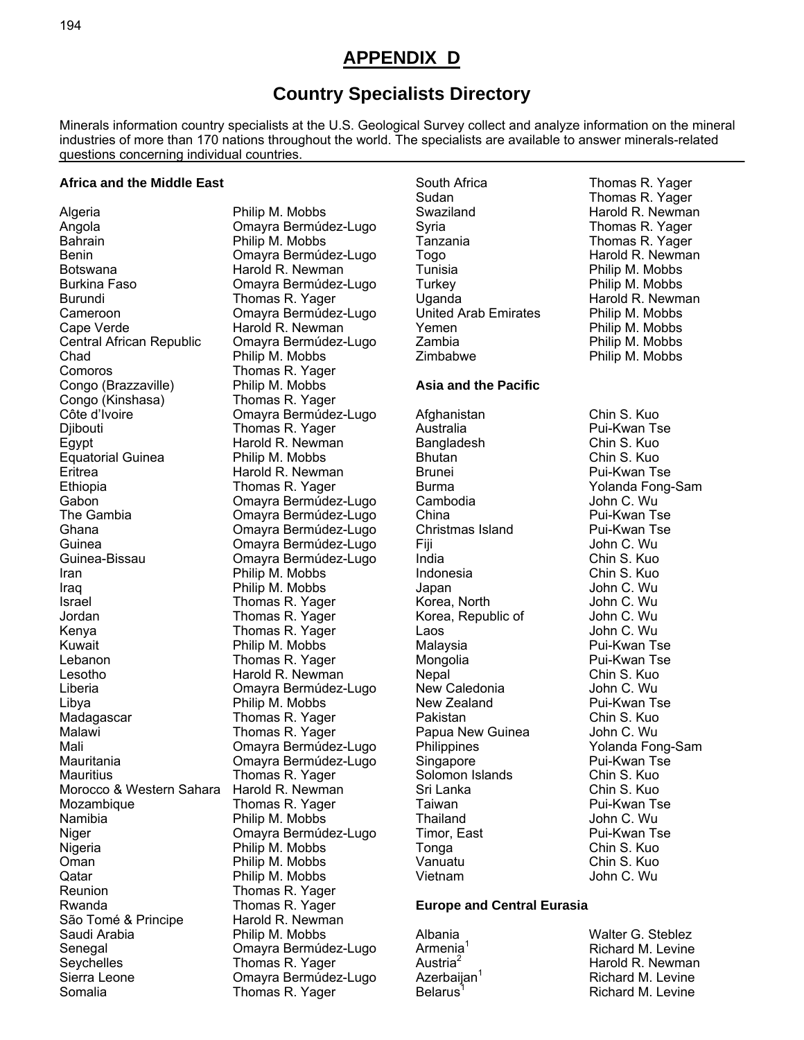# APPENDIX D

## Country Specialists Directory

Minerals information country specialists at the U.S. Geological Survey collect and analyze information on the mineral industries of more than 170 nations throughout the world. The specialists are available to answer minerals-related questions concerning individual countries.

### Africa and the Middle East

| | |
|---|---|
| Algeria | Philip M. Mobbs |
| Angola | Omayra Bermúdez-Lugo |
| Bahrain | Philip M. Mobbs |
| Benin | Omayra Bermúdez-Lugo |
| Botswana | Harold R. Newman |
| Burkina Faso | Omayra Bermúdez-Lugo |
| Burundi | Thomas R. Yager |
| Cameroon | Omayra Bermúdez-Lugo |
| Cape Verde | Harold R. Newman |
| Central African Republic | Omayra Bermúdez-Lugo |
| Chad | Philip M. Mobbs |
| Comoros | Thomas R. Yager |
| Congo (Brazzaville) | Philip M. Mobbs |
| Congo (Kinshasa) | Thomas R. Yager |
| Côte d'Ivoire | Omayra Bermúdez-Lugo |
| Djibouti | Thomas R. Yager |
| Egypt | Harold R. Newman |
| Equatorial Guinea | Philip M. Mobbs |
| Eritrea | Harold R. Newman |
| Ethiopia | Thomas R. Yager |
| Gabon | Omayra Bermúdez-Lugo |
| The Gambia | Omayra Bermúdez-Lugo |
| Ghana | Omayra Bermúdez-Lugo |
| Guinea | Omayra Bermúdez-Lugo |
| Guinea-Bissau | Omayra Bermúdez-Lugo |
| Iran | Philip M. Mobbs |
| Iraq | Philip M. Mobbs |
| Israel | Thomas R. Yager |
| Jordan | Thomas R. Yager |
| Kenya | Thomas R. Yager |
| Kuwait | Philip M. Mobbs |
| Lebanon | Thomas R. Yager |
| Lesotho | Harold R. Newman |
| Liberia | Omayra Bermúdez-Lugo |
| Libya | Philip M. Mobbs |
| Madagascar | Thomas R. Yager |
| Malawi | Thomas R. Yager |
| Mali | Omayra Bermúdez-Lugo |
| Mauritania | Omayra Bermúdez-Lugo |
| Mauritius | Thomas R. Yager |
| Morocco & Western Sahara | Harold R. Newman |
| Mozambique | Thomas R. Yager |
| Namibia | Philip M. Mobbs |
| Niger | Omayra Bermúdez-Lugo |
| Nigeria | Philip M. Mobbs |
| Oman | Philip M. Mobbs |
| Qatar | Philip M. Mobbs |
| Reunion | Thomas R. Yager |
| Rwanda | Thomas R. Yager |
| São Tomé & Principe | Harold R. Newman |
| Saudi Arabia | Philip M. Mobbs |
| Senegal | Omayra Bermúdez-Lugo |
| Seychelles | Thomas R. Yager |
| Sierra Leone | Omayra Bermúdez-Lugo |
| Somalia | Thomas R. Yager |
| South Africa | Thomas R. Yager |
| Sudan | Thomas R. Yager |
| Swaziland | Harold R. Newman |
| Syria | Thomas R. Yager |
| Tanzania | Thomas R. Yager |
| Togo | Harold R. Newman |
| Tunisia | Philip M. Mobbs |
| Turkey | Philip M. Mobbs |
| Uganda | Harold R. Newman |
| United Arab Emirates | Philip M. Mobbs |
| Yemen | Philip M. Mobbs |
| Zambia | Philip M. Mobbs |
| Zimbabwe | Philip M. Mobbs |

### Asia and the Pacific

| | |
|---|---|
| Afghanistan | Chin S. Kuo |
| Australia | Pui-Kwan Tse |
| Bangladesh | Chin S. Kuo |
| Bhutan | Chin S. Kuo |
| Brunei | Pui-Kwan Tse |
| Burma | Yolanda Fong-Sam |
| Cambodia | John C. Wu |
| China | Pui-Kwan Tse |
| Christmas Island | Pui-Kwan Tse |
| Fiji | John C. Wu |
| India | Chin S. Kuo |
| Indonesia | Chin S. Kuo |
| Japan | John C. Wu |
| Korea, North | John C. Wu |
| Korea, Republic of | John C. Wu |
| Laos | John C. Wu |
| Malaysia | Pui-Kwan Tse |
| Mongolia | Pui-Kwan Tse |
| Nepal | Chin S. Kuo |
| New Caledonia | John C. Wu |
| New Zealand | Pui-Kwan Tse |
| Pakistan | Chin S. Kuo |
| Papua New Guinea | John C. Wu |
| Philippines | Yolanda Fong-Sam |
| Singapore | Pui-Kwan Tse |
| Solomon Islands | Chin S. Kuo |
| Sri Lanka | Chin S. Kuo |
| Taiwan | Pui-Kwan Tse |
| Thailand | John C. Wu |
| Timor, East | Pui-Kwan Tse |
| Tonga | Chin S. Kuo |
| Vanuatu | Chin S. Kuo |
| Vietnam | John C. Wu |

### Europe and Central Eurasia

| | |
|---|---|
| Albania | Walter G. Steblez |
| Armenia[1] | Richard M. Levine |
| Austria[2] | Harold R. Newman |
| Azerbaijan[1] | Richard M. Levine |
| Belarus[1] | Richard M. Levine |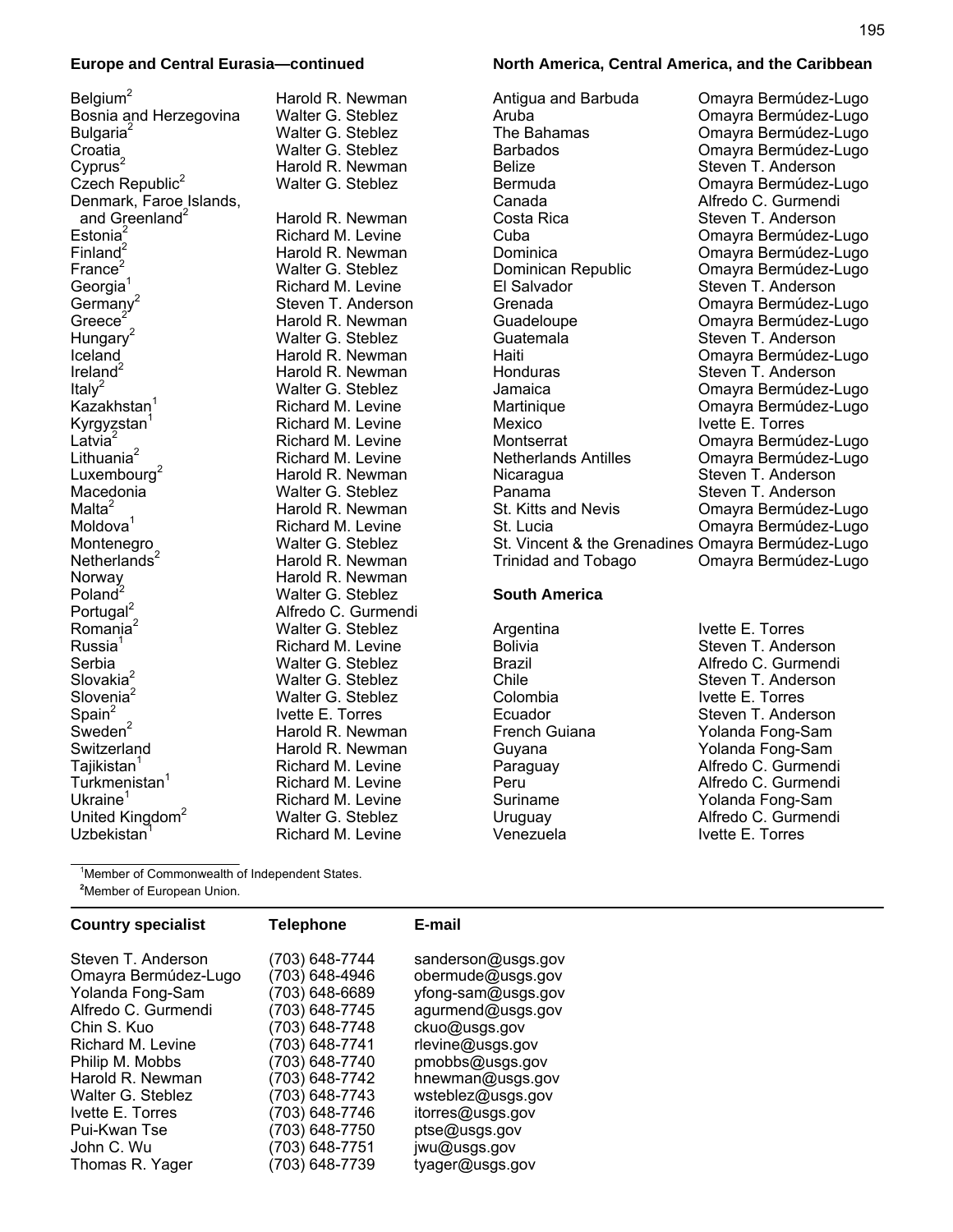## Europe and Central Eurasia—continued

| | |
|---|---|
| Belgium[2] | Harold R. Newman |
| Bosnia and Herzegovina | Walter G. Steblez |
| Bulgaria[2] | Walter G. Steblez |
| Croatia | Walter G. Steblez |
| Cyprus[2] | Harold R. Newman |
| Czech Republic[2] | Walter G. Steblez |
| Denmark, Faroe Islands, and Greenland[2] | Harold R. Newman |
| Estonia[2] | Richard M. Levine |
| Finland[2] | Harold R. Newman |
| France[2] | Walter G. Steblez |
| Georgia[1] | Richard M. Levine |
| Germany[2] | Steven T. Anderson |
| Greece[2] | Harold R. Newman |
| Hungary[2] | Walter G. Steblez |
| Iceland | Harold R. Newman |
| Ireland[2] | Harold R. Newman |
| Italy[2] | Walter G. Steblez |
| Kazakhstan[1] | Richard M. Levine |
| Kyrgyzstan[1] | Richard M. Levine |
| Latvia[2] | Richard M. Levine |
| Lithuania[2] | Richard M. Levine |
| Luxembourg[2] | Harold R. Newman |
| Macedonia | Walter G. Steblez |
| Malta[2] | Harold R. Newman |
| Moldova[1] | Richard M. Levine |
| Montenegro | Walter G. Steblez |
| Netherlands[2] | Harold R. Newman |
| Norway | Harold R. Newman |
| Poland[2] | Walter G. Steblez |
| Portugal[2] | Alfredo C. Gurmendi |
| Romania[2] | Walter G. Steblez |
| Russia[1] | Richard M. Levine |
| Serbia | Walter G. Steblez |
| Slovakia[2] | Walter G. Steblez |
| Slovenia[2] | Walter G. Steblez |
| Spain[2] | Ivette E. Torres |
| Sweden[2] | Harold R. Newman |
| Switzerland | Harold R. Newman |
| Tajikistan[1] | Richard M. Levine |
| Turkmenistan[1] | Richard M. Levine |
| Ukraine[1] | Richard M. Levine |
| United Kingdom[2] | Walter G. Steblez |
| Uzbekistan[1] | Richard M. Levine |

## North America, Central America, and the Caribbean

| | |
|---|---|
| Antigua and Barbuda | Omayra Bermúdez-Lugo |
| Aruba | Omayra Bermúdez-Lugo |
| The Bahamas | Omayra Bermúdez-Lugo |
| Barbados | Omayra Bermúdez-Lugo |
| Belize | Steven T. Anderson |
| Bermuda | Omayra Bermúdez-Lugo |
| Canada | Alfredo C. Gurmendi |
| Costa Rica | Steven T. Anderson |
| Cuba | Omayra Bermúdez-Lugo |
| Dominica | Omayra Bermúdez-Lugo |
| Dominican Republic | Omayra Bermúdez-Lugo |
| El Salvador | Steven T. Anderson |
| Grenada | Omayra Bermúdez-Lugo |
| Guadeloupe | Omayra Bermúdez-Lugo |
| Guatemala | Steven T. Anderson |
| Haiti | Omayra Bermúdez-Lugo |
| Honduras | Steven T. Anderson |
| Jamaica | Omayra Bermúdez-Lugo |
| Martinique | Omayra Bermúdez-Lugo |
| Mexico | Ivette E. Torres |
| Montserrat | Omayra Bermúdez-Lugo |
| Netherlands Antilles | Omayra Bermúdez-Lugo |
| Nicaragua | Steven T. Anderson |
| Panama | Steven T. Anderson |
| St. Kitts and Nevis | Omayra Bermúdez-Lugo |
| St. Lucia | Omayra Bermúdez-Lugo |
| St. Vincent & the Grenadines | Omayra Bermúdez-Lugo |
| Trinidad and Tobago | Omayra Bermúdez-Lugo |

## South America

| | |
|---|---|
| Argentina | Ivette E. Torres |
| Bolivia | Steven T. Anderson |
| Brazil | Alfredo C. Gurmendi |
| Chile | Steven T. Anderson |
| Colombia | Ivette E. Torres |
| Ecuador | Steven T. Anderson |
| French Guiana | Yolanda Fong-Sam |
| Guyana | Yolanda Fong-Sam |
| Paraguay | Alfredo C. Gurmendi |
| Peru | Alfredo C. Gurmendi |
| Suriname | Yolanda Fong-Sam |
| Uruguay | Alfredo C. Gurmendi |
| Venezuela | Ivette E. Torres |

[1]Member of Commonwealth of Independent States.
[2]Member of European Union.

| Country specialist | Telephone | E-mail |
|---|---|---|
| Steven T. Anderson | (703) 648-7744 | sanderson@usgs.gov |
| Omayra Bermúdez-Lugo | (703) 648-4946 | obermude@usgs.gov |
| Yolanda Fong-Sam | (703) 648-6689 | yfong-sam@usgs.gov |
| Alfredo C. Gurmendi | (703) 648-7745 | agurmend@usgs.gov |
| Chin S. Kuo | (703) 648-7748 | ckuo@usgs.gov |
| Richard M. Levine | (703) 648-7741 | rlevine@usgs.gov |
| Philip M. Mobbs | (703) 648-7740 | pmobbs@usgs.gov |
| Harold R. Newman | (703) 648-7742 | hnewman@usgs.gov |
| Walter G. Steblez | (703) 648-7743 | wsteblez@usgs.gov |
| Ivette E. Torres | (703) 648-7746 | itorres@usgs.gov |
| Pui-Kwan Tse | (703) 648-7750 | ptse@usgs.gov |
| John C. Wu | (703) 648-7751 | jwu@usgs.gov |
| Thomas R. Yager | (703) 648-7739 | tyager@usgs.gov |